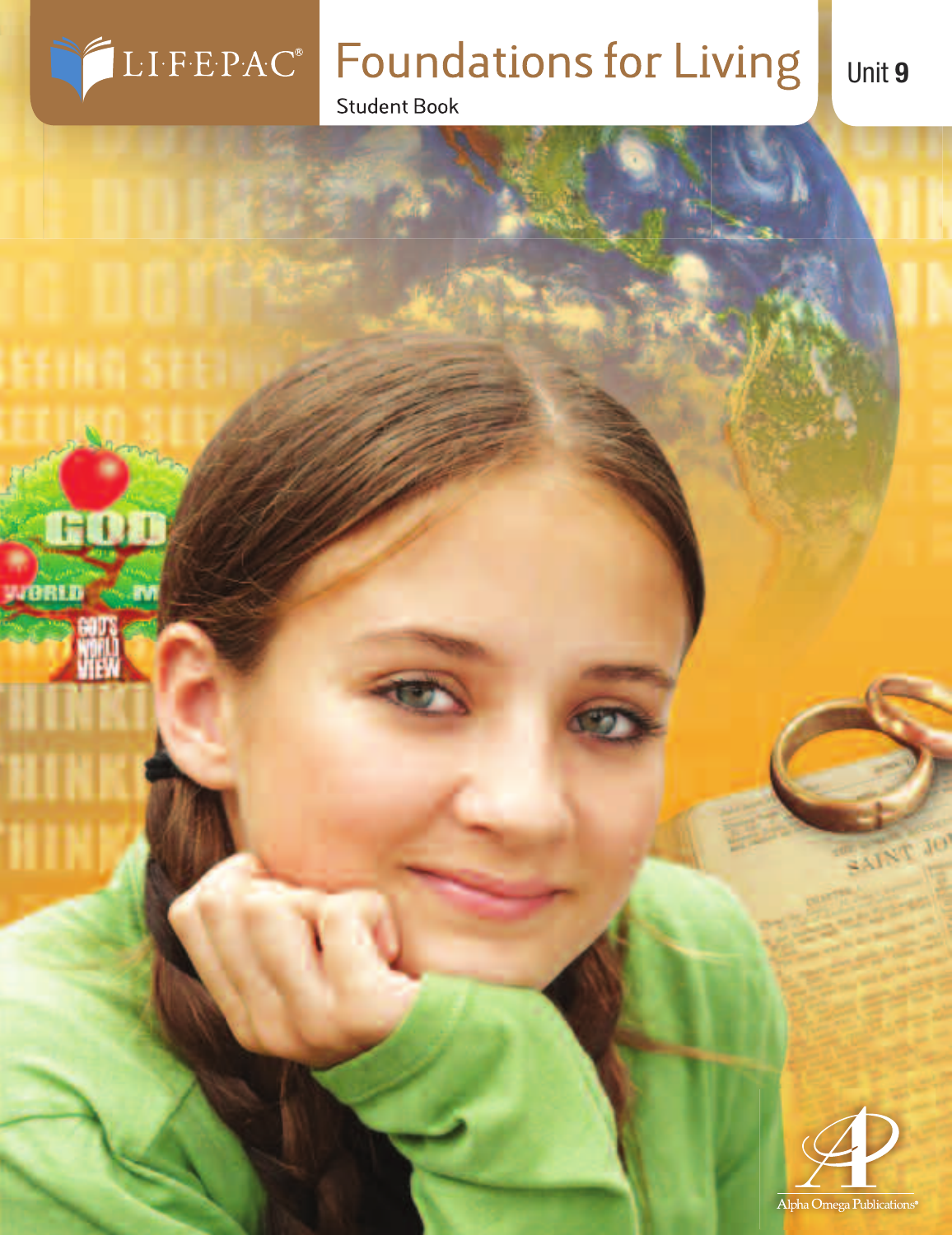LIFEPAC®

# Foundations for Living

Student Book

Unit 9

Alpha Omega Publications®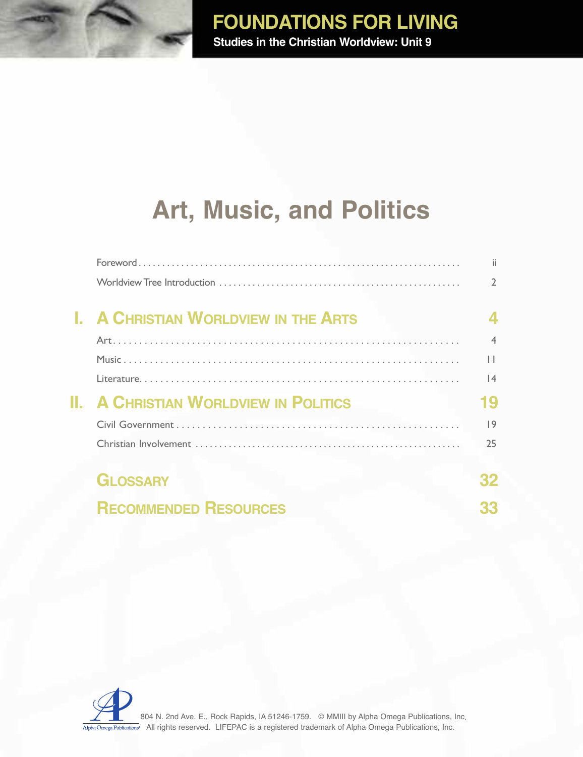# FOUNDATIONS FOR LIVING

**Studies in the Christian Worldview: Unit 9**

# Art, Music, and Politics

| | |
|---|---|
| Foreword | ii |
| Worldview Tree Introduction | 2 |
| **I. A CHRISTIAN WORLDVIEW IN THE ARTS** | **4** |
| Art | 4 |
| Music | 11 |
| Literature | 14 |
| **II. A CHRISTIAN WORLDVIEW IN POLITICS** | **19** |
| Civil Government | 19 |
| Christian Involvement | 25 |
| **GLOSSARY** | **32** |
| **RECOMMENDED RESOURCES** | **33** |

Alpha Omega Publications

804 N. 2nd Ave. E., Rock Rapids, IA 51246-1759. © MMIII by Alpha Omega Publications, Inc. All rights reserved. LIFEPAC is a registered trademark of Alpha Omega Publications, Inc.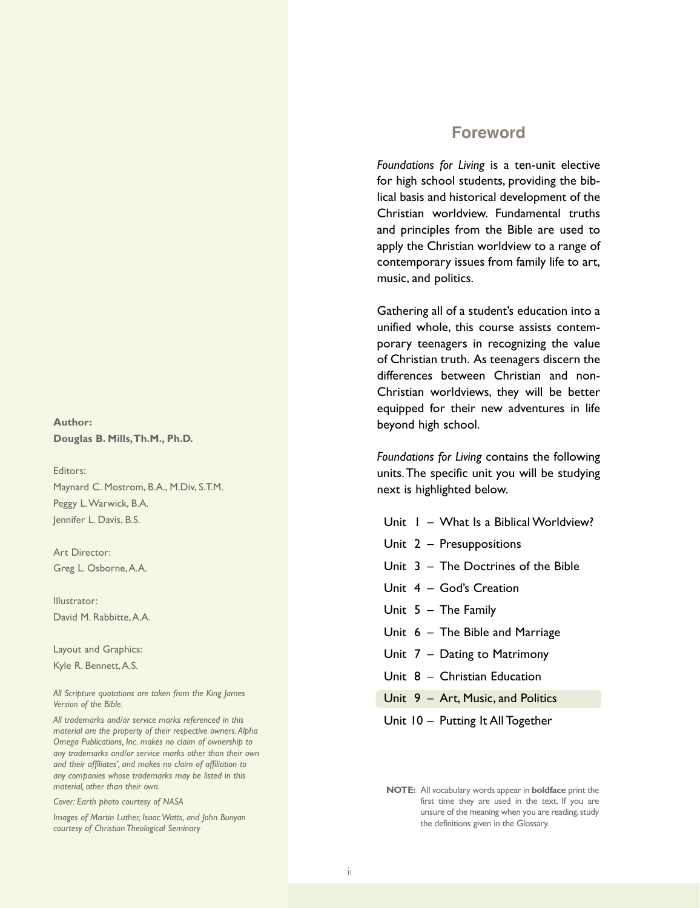# Foreword

*Foundations for Living* is a ten-unit elective for high school students, providing the biblical basis and historical development of the Christian worldview. Fundamental truths and principles from the Bible are used to apply the Christian worldview to a range of contemporary issues from family life to art, music, and politics.

Gathering all of a student's education into a unified whole, this course assists contemporary teenagers in recognizing the value of Christian truth. As teenagers discern the differences between Christian and non-Christian worldviews, they will be better equipped for their new adventures in life beyond high school.

*Foundations for Living* contains the following units. The specific unit you will be studying next is highlighted below.

- Unit 1 – What Is a Biblical Worldview?
- Unit 2 – Presuppositions
- Unit 3 – The Doctrines of the Bible
- Unit 4 – God's Creation
- Unit 5 – The Family
- Unit 6 – The Bible and Marriage
- Unit 7 – Dating to Matrimony
- Unit 8 – Christian Education
- Unit 9 – Art, Music, and Politics
- Unit 10 – Putting It All Together

**NOTE:** All vocabulary words appear in **boldface** print the first time they are used in the text. If you are unsure of the meaning when you are reading, study the definitions given in the Glossary.

**Author:**
**Douglas B. Mills, Th.M., Ph.D.**

Editors:
Maynard C. Mostrom, B.A., M.Div, S.T.M.
Peggy L. Warwick, B.A.
Jennifer L. Davis, B.S.

Art Director:
Greg L. Osborne, A.A.

Illustrator:
David M. Rabbitte, A.A.

Layout and Graphics:
Kyle R. Bennett, A.S.

*All Scripture quotations are taken from the King James Version of the Bible.*

*All trademarks and/or service marks referenced in this material are the property of their respective owners. Alpha Omega Publications, Inc. makes no claim of ownership to any trademarks and/or service marks other than their own and their affiliates', and makes no claim of affiliation to any companies whose trademarks may be listed in this material, other than their own.*

*Cover: Earth photo courtesy of NASA*

*Images of Martin Luther, Isaac Watts, and John Bunyan courtesy of Christian Theological Seminary*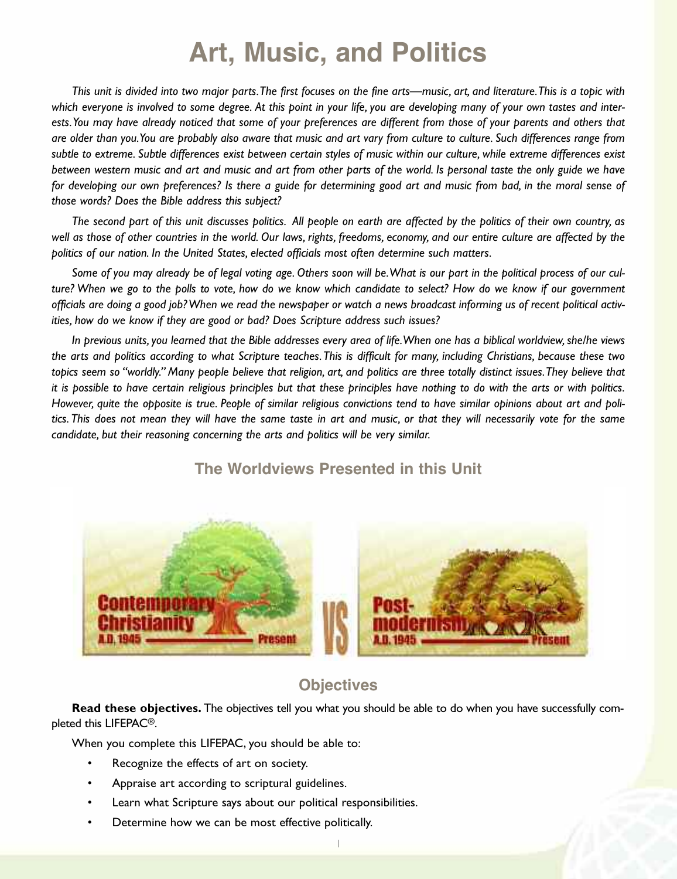# Art, Music, and Politics

*This unit is divided into two major parts. The first focuses on the fine arts—music, art, and literature. This is a topic with which everyone is involved to some degree. At this point in your life, you are developing many of your own tastes and interests. You may have already noticed that some of your preferences are different from those of your parents and others that are older than you. You are probably also aware that music and art vary from culture to culture. Such differences range from subtle to extreme. Subtle differences exist between certain styles of music within our culture, while extreme differences exist between western music and art and music and art from other parts of the world. Is personal taste the only guide we have for developing our own preferences? Is there a guide for determining good art and music from bad, in the moral sense of those words? Does the Bible address this subject?*

*The second part of this unit discusses politics. All people on earth are affected by the politics of their own country, as well as those of other countries in the world. Our laws, rights, freedoms, economy, and our entire culture are affected by the politics of our nation. In the United States, elected officials most often determine such matters.*

*Some of you may already be of legal voting age. Others soon will be. What is our part in the political process of our culture? When we go to the polls to vote, how do we know which candidate to select? How do we know if our government officials are doing a good job? When we read the newspaper or watch a news broadcast informing us of recent political activities, how do we know if they are good or bad? Does Scripture address such issues?*

*In previous units, you learned that the Bible addresses every area of life. When one has a biblical worldview, she/he views the arts and politics according to what Scripture teaches. This is difficult for many, including Christians, because these two topics seem so "worldly." Many people believe that religion, art, and politics are three totally distinct issues. They believe that it is possible to have certain religious principles but that these principles have nothing to do with the arts or with politics. However, quite the opposite is true. People of similar religious convictions tend to have similar opinions about art and politics. This does not mean they will have the same taste in art and music, or that they will necessarily vote for the same candidate, but their reasoning concerning the arts and politics will be very similar.*

## The Worldviews Presented in this Unit

Contemporary Christianity A.D. 1945 — Present VS Post-modernism A.D. 1945 — Present

## Objectives

**Read these objectives.** The objectives tell you what you should be able to do when you have successfully completed this LIFEPAC®.

When you complete this LIFEPAC, you should be able to:

- Recognize the effects of art on society.
- Appraise art according to scriptural guidelines.
- Learn what Scripture says about our political responsibilities.
- Determine how we can be most effective politically.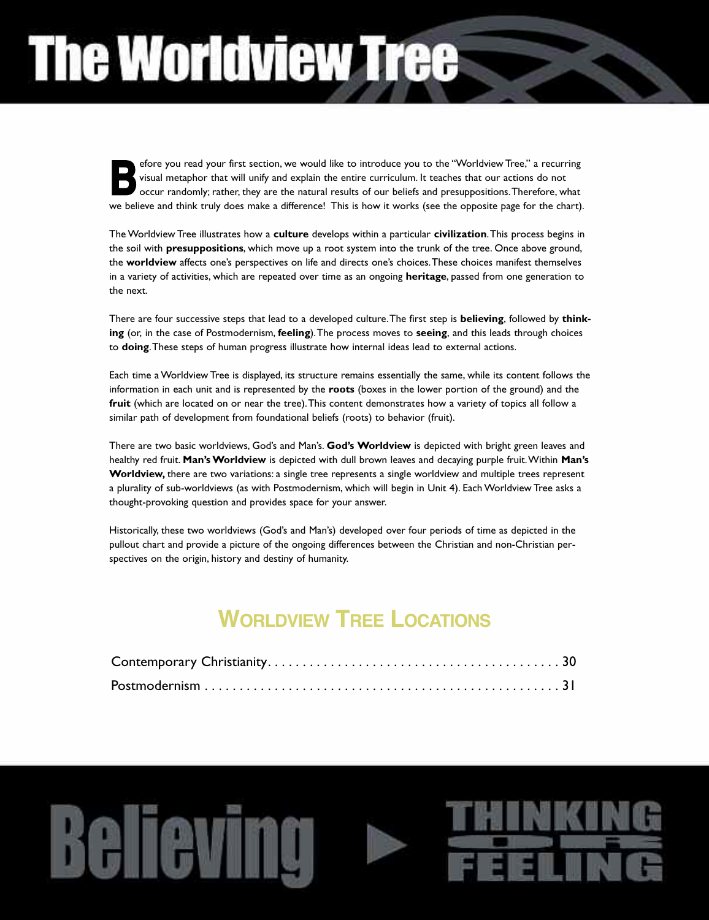# The Worldview Tree

Before you read your first section, we would like to introduce you to the "Worldview Tree," a recurring visual metaphor that will unify and explain the entire curriculum. It teaches that our actions do not occur randomly; rather, they are the natural results of our beliefs and presuppositions. Therefore, what we believe and think truly does make a difference! This is how it works (see the opposite page for the chart).

The Worldview Tree illustrates how a **culture** develops within a particular **civilization**. This process begins in the soil with **presuppositions**, which move up a root system into the trunk of the tree. Once above ground, the **worldview** affects one's perspectives on life and directs one's choices. These choices manifest themselves in a variety of activities, which are repeated over time as an ongoing **heritage**, passed from one generation to the next.

There are four successive steps that lead to a developed culture. The first step is **believing**, followed by **thinking** (or, in the case of Postmodernism, **feeling**). The process moves to **seeing**, and this leads through choices to **doing**. These steps of human progress illustrate how internal ideas lead to external actions.

Each time a Worldview Tree is displayed, its structure remains essentially the same, while its content follows the information in each unit and is represented by the **roots** (boxes in the lower portion of the ground) and the **fruit** (which are located on or near the tree). This content demonstrates how a variety of topics all follow a similar path of development from foundational beliefs (roots) to behavior (fruit).

There are two basic worldviews, God's and Man's. **God's Worldview** is depicted with bright green leaves and healthy red fruit. **Man's Worldview** is depicted with dull brown leaves and decaying purple fruit. Within **Man's Worldview,** there are two variations: a single tree represents a single worldview and multiple trees represent a plurality of sub-worldviews (as with Postmodernism, which will begin in Unit 4). Each Worldview Tree asks a thought-provoking question and provides space for your answer.

Historically, these two worldviews (God's and Man's) developed over four periods of time as depicted in the pullout chart and provide a picture of the ongoing differences between the Christian and non-Christian perspectives on the origin, history and destiny of humanity.

## Worldview Tree Locations

Contemporary Christianity . . . . . . . . . . 30

Postmodernism . . . . . . . . . . 31

Believing ▶ THINKING OR FEELING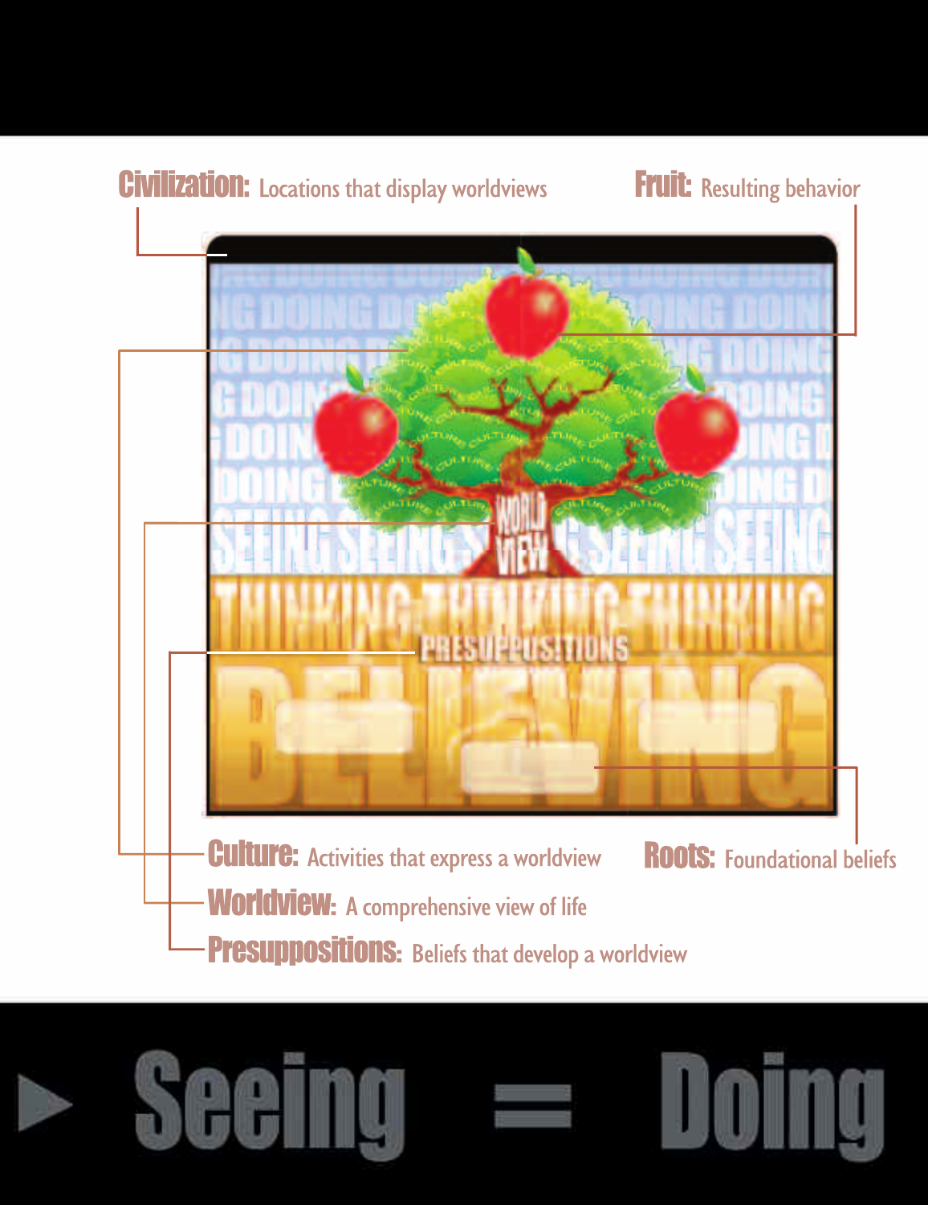**Civilization:** Locations that display worldviews

**Fruit:** Resulting behavior

**Culture:** Activities that express a worldview

**Roots:** Foundational beliefs

**Worldview:** A comprehensive view of life

**Presuppositions:** Beliefs that develop a worldview

# ▶ Seeing = Doing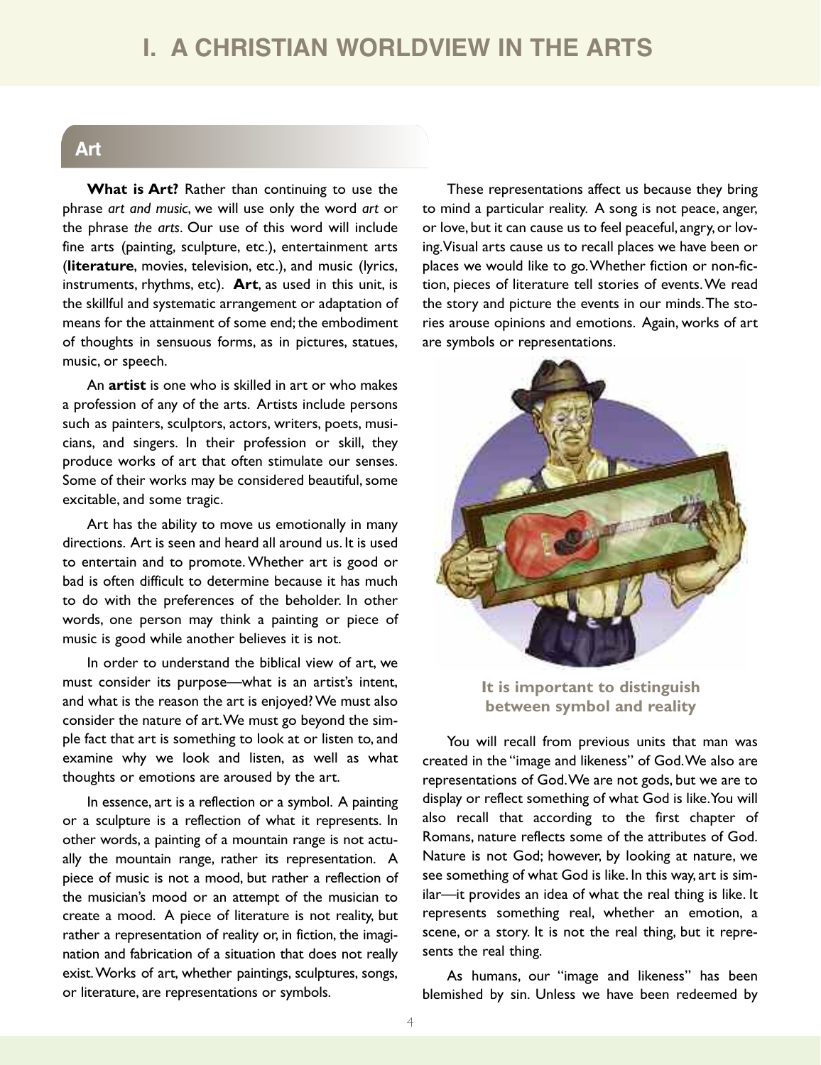# I. A CHRISTIAN WORLDVIEW IN THE ARTS

## Art

**What is Art?** Rather than continuing to use the phrase *art and music*, we will use only the word *art* or the phrase *the arts*. Our use of this word will include fine arts (painting, sculpture, etc.), entertainment arts (**literature**, movies, television, etc.), and music (lyrics, instruments, rhythms, etc). **Art**, as used in this unit, is the skillful and systematic arrangement or adaptation of means for the attainment of some end; the embodiment of thoughts in sensuous forms, as in pictures, statues, music, or speech.

An **artist** is one who is skilled in art or who makes a profession of any of the arts. Artists include persons such as painters, sculptors, actors, writers, poets, musicians, and singers. In their profession or skill, they produce works of art that often stimulate our senses. Some of their works may be considered beautiful, some excitable, and some tragic.

Art has the ability to move us emotionally in many directions. Art is seen and heard all around us. It is used to entertain and to promote. Whether art is good or bad is often difficult to determine because it has much to do with the preferences of the beholder. In other words, one person may think a painting or piece of music is good while another believes it is not.

In order to understand the biblical view of art, we must consider its purpose—what is an artist's intent, and what is the reason the art is enjoyed? We must also consider the nature of art. We must go beyond the simple fact that art is something to look at or listen to, and examine why we look and listen, as well as what thoughts or emotions are aroused by the art.

In essence, art is a reflection or a symbol. A painting or a sculpture is a reflection of what it represents. In other words, a painting of a mountain range is not actually the mountain range, rather its representation. A piece of music is not a mood, but rather a reflection of the musician's mood or an attempt of the musician to create a mood. A piece of literature is not reality, but rather a representation of reality or, in fiction, the imagination and fabrication of a situation that does not really exist. Works of art, whether paintings, sculptures, songs, or literature, are representations or symbols.

These representations affect us because they bring to mind a particular reality. A song is not peace, anger, or love, but it can cause us to feel peaceful, angry, or loving. Visual arts cause us to recall places we have been or places we would like to go. Whether fiction or non-fiction, pieces of literature tell stories of events. We read the story and picture the events in our minds. The stories arouse opinions and emotions. Again, works of art are symbols or representations.

**It is important to distinguish between symbol and reality**

You will recall from previous units that man was created in the "image and likeness" of God. We also are representations of God. We are not gods, but we are to display or reflect something of what God is like. You will also recall that according to the first chapter of Romans, nature reflects some of the attributes of God. Nature is not God; however, by looking at nature, we see something of what God is like. In this way, art is similar—it provides an idea of what the real thing is like. It represents something real, whether an emotion, a scene, or a story. It is not the real thing, but it represents the real thing.

As humans, our "image and likeness" has been blemished by sin. Unless we have been redeemed by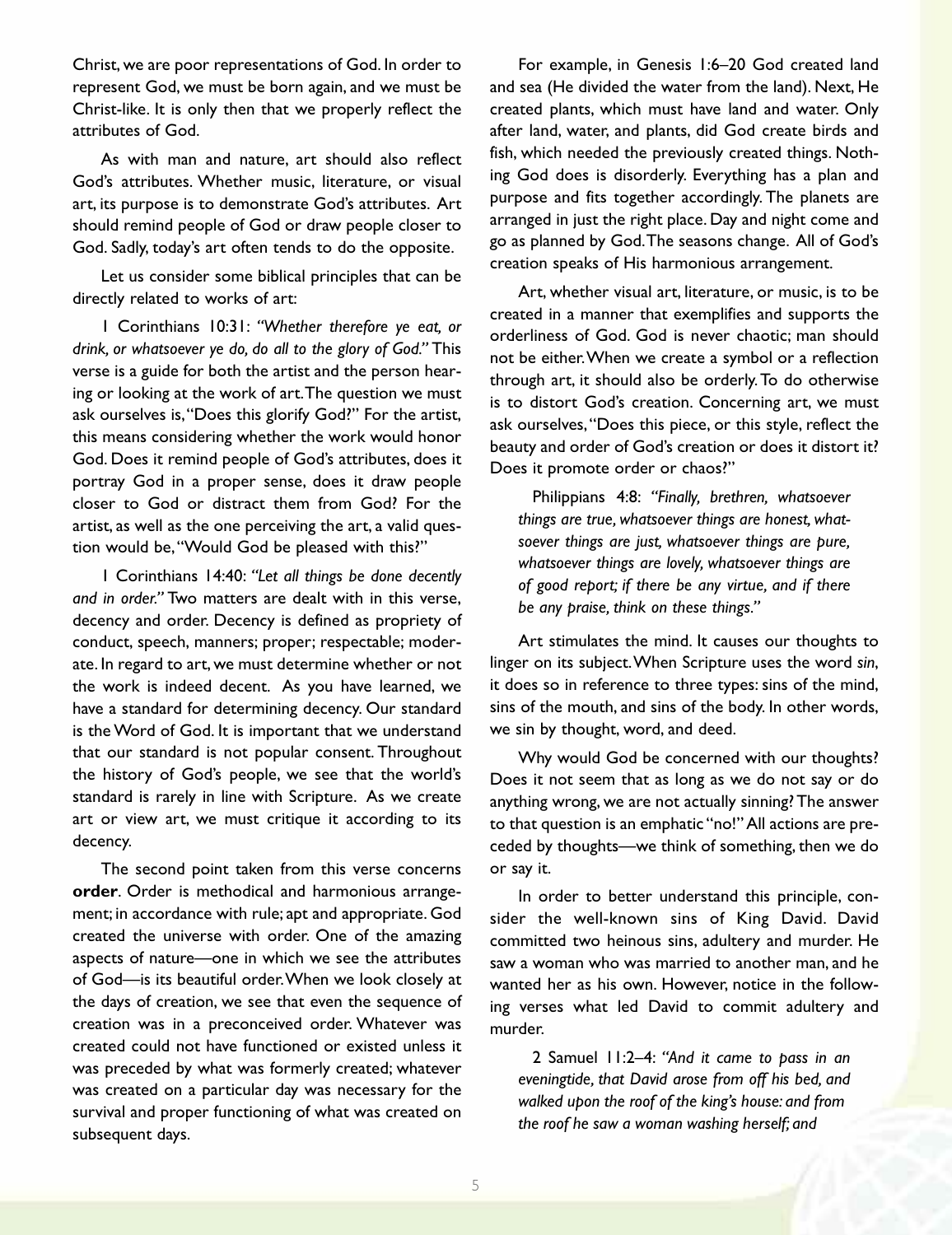Christ, we are poor representations of God. In order to represent God, we must be born again, and we must be Christ-like. It is only then that we properly reflect the attributes of God.

As with man and nature, art should also reflect God's attributes. Whether music, literature, or visual art, its purpose is to demonstrate God's attributes. Art should remind people of God or draw people closer to God. Sadly, today's art often tends to do the opposite.

Let us consider some biblical principles that can be directly related to works of art:

1 Corinthians 10:31: *"Whether therefore ye eat, or drink, or whatsoever ye do, do all to the glory of God."* This verse is a guide for both the artist and the person hearing or looking at the work of art. The question we must ask ourselves is, "Does this glorify God?" For the artist, this means considering whether the work would honor God. Does it remind people of God's attributes, does it portray God in a proper sense, does it draw people closer to God or distract them from God? For the artist, as well as the one perceiving the art, a valid question would be, "Would God be pleased with this?"

1 Corinthians 14:40: *"Let all things be done decently and in order."* Two matters are dealt with in this verse, decency and order. Decency is defined as propriety of conduct, speech, manners; proper; respectable; moderate. In regard to art, we must determine whether or not the work is indeed decent. As you have learned, we have a standard for determining decency. Our standard is the Word of God. It is important that we understand that our standard is not popular consent. Throughout the history of God's people, we see that the world's standard is rarely in line with Scripture. As we create art or view art, we must critique it according to its decency.

The second point taken from this verse concerns **order**. Order is methodical and harmonious arrangement; in accordance with rule; apt and appropriate. God created the universe with order. One of the amazing aspects of nature—one in which we see the attributes of God—is its beautiful order. When we look closely at the days of creation, we see that even the sequence of creation was in a preconceived order. Whatever was created could not have functioned or existed unless it was preceded by what was formerly created; whatever was created on a particular day was necessary for the survival and proper functioning of what was created on subsequent days.

For example, in Genesis 1:6–20 God created land and sea (He divided the water from the land). Next, He created plants, which must have land and water. Only after land, water, and plants, did God create birds and fish, which needed the previously created things. Nothing God does is disorderly. Everything has a plan and purpose and fits together accordingly. The planets are arranged in just the right place. Day and night come and go as planned by God. The seasons change. All of God's creation speaks of His harmonious arrangement.

Art, whether visual art, literature, or music, is to be created in a manner that exemplifies and supports the orderliness of God. God is never chaotic; man should not be either. When we create a symbol or a reflection through art, it should also be orderly. To do otherwise is to distort God's creation. Concerning art, we must ask ourselves, "Does this piece, or this style, reflect the beauty and order of God's creation or does it distort it? Does it promote order or chaos?"

> Philippians 4:8: *"Finally, brethren, whatsoever things are true, whatsoever things are honest, whatsoever things are just, whatsoever things are pure, whatsoever things are lovely, whatsoever things are of good report; if there be any virtue, and if there be any praise, think on these things."*

Art stimulates the mind. It causes our thoughts to linger on its subject. When Scripture uses the word *sin*, it does so in reference to three types: sins of the mind, sins of the mouth, and sins of the body. In other words, we sin by thought, word, and deed.

Why would God be concerned with our thoughts? Does it not seem that as long as we do not say or do anything wrong, we are not actually sinning? The answer to that question is an emphatic "no!" All actions are preceded by thoughts—we think of something, then we do or say it.

In order to better understand this principle, consider the well-known sins of King David. David committed two heinous sins, adultery and murder. He saw a woman who was married to another man, and he wanted her as his own. However, notice in the following verses what led David to commit adultery and murder.

> 2 Samuel 11:2–4: *"And it came to pass in an eveningtide, that David arose from off his bed, and walked upon the roof of the king's house: and from the roof he saw a woman washing herself; and*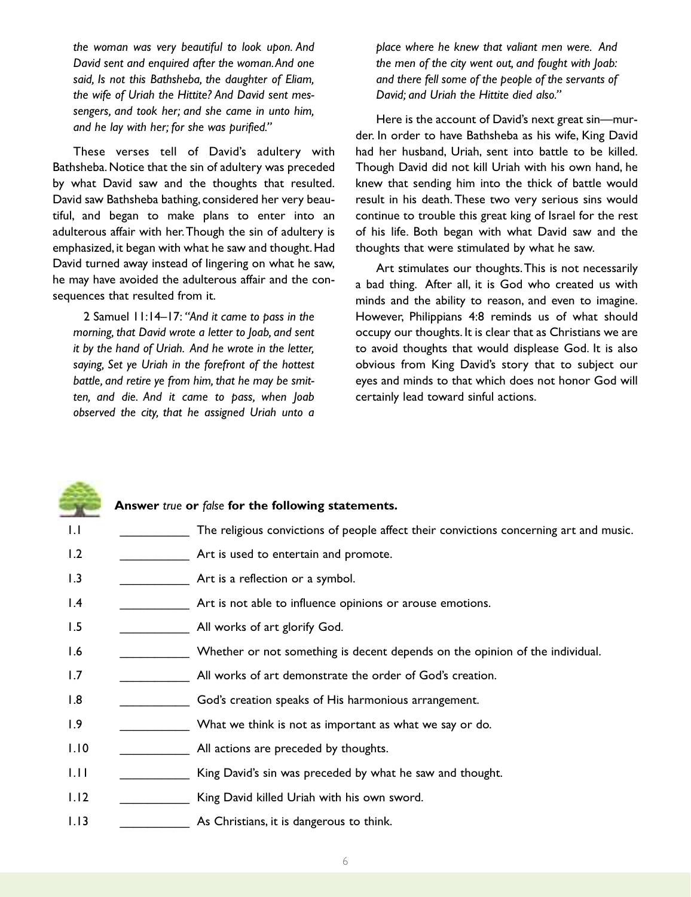*the woman was very beautiful to look upon. And David sent and enquired after the woman. And one said, Is not this Bathsheba, the daughter of Eliam, the wife of Uriah the Hittite? And David sent messengers, and took her; and she came in unto him, and he lay with her; for she was purified."*

These verses tell of David's adultery with Bathsheba. Notice that the sin of adultery was preceded by what David saw and the thoughts that resulted. David saw Bathsheba bathing, considered her very beautiful, and began to make plans to enter into an adulterous affair with her. Though the sin of adultery is emphasized, it began with what he saw and thought. Had David turned away instead of lingering on what he saw, he may have avoided the adulterous affair and the consequences that resulted from it.

2 Samuel 11:14–17: *"And it came to pass in the morning, that David wrote a letter to Joab, and sent it by the hand of Uriah. And he wrote in the letter, saying, Set ye Uriah in the forefront of the hottest battle, and retire ye from him, that he may be smitten, and die. And it came to pass, when Joab observed the city, that he assigned Uriah unto a place where he knew that valiant men were. And the men of the city went out, and fought with Joab: and there fell some of the people of the servants of David; and Uriah the Hittite died also."*

Here is the account of David's next great sin—murder. In order to have Bathsheba as his wife, King David had her husband, Uriah, sent into battle to be killed. Though David did not kill Uriah with his own hand, he knew that sending him into the thick of battle would result in his death. These two very serious sins would continue to trouble this great king of Israel for the rest of his life. Both began with what David saw and the thoughts that were stimulated by what he saw.

Art stimulates our thoughts. This is not necessarily a bad thing. After all, it is God who created us with minds and the ability to reason, and even to imagine. However, Philippians 4:8 reminds us of what should occupy our thoughts. It is clear that as Christians we are to avoid thoughts that would displease God. It is also obvious from King David's story that to subject our eyes and minds to that which does not honor God will certainly lead toward sinful actions.

**Answer** *true* **or** *false* **for the following statements.**

1.1 __________ The religious convictions of people affect their convictions concerning art and music.

1.2 __________ Art is used to entertain and promote.

1.3 __________ Art is a reflection or a symbol.

1.4 __________ Art is not able to influence opinions or arouse emotions.

1.5 __________ All works of art glorify God.

1.6 __________ Whether or not something is decent depends on the opinion of the individual.

1.7 __________ All works of art demonstrate the order of God's creation.

1.8 __________ God's creation speaks of His harmonious arrangement.

1.9 __________ What we think is not as important as what we say or do.

1.10 __________ All actions are preceded by thoughts.

1.11 __________ King David's sin was preceded by what he saw and thought.

1.12 __________ King David killed Uriah with his own sword.

1.13 __________ As Christians, it is dangerous to think.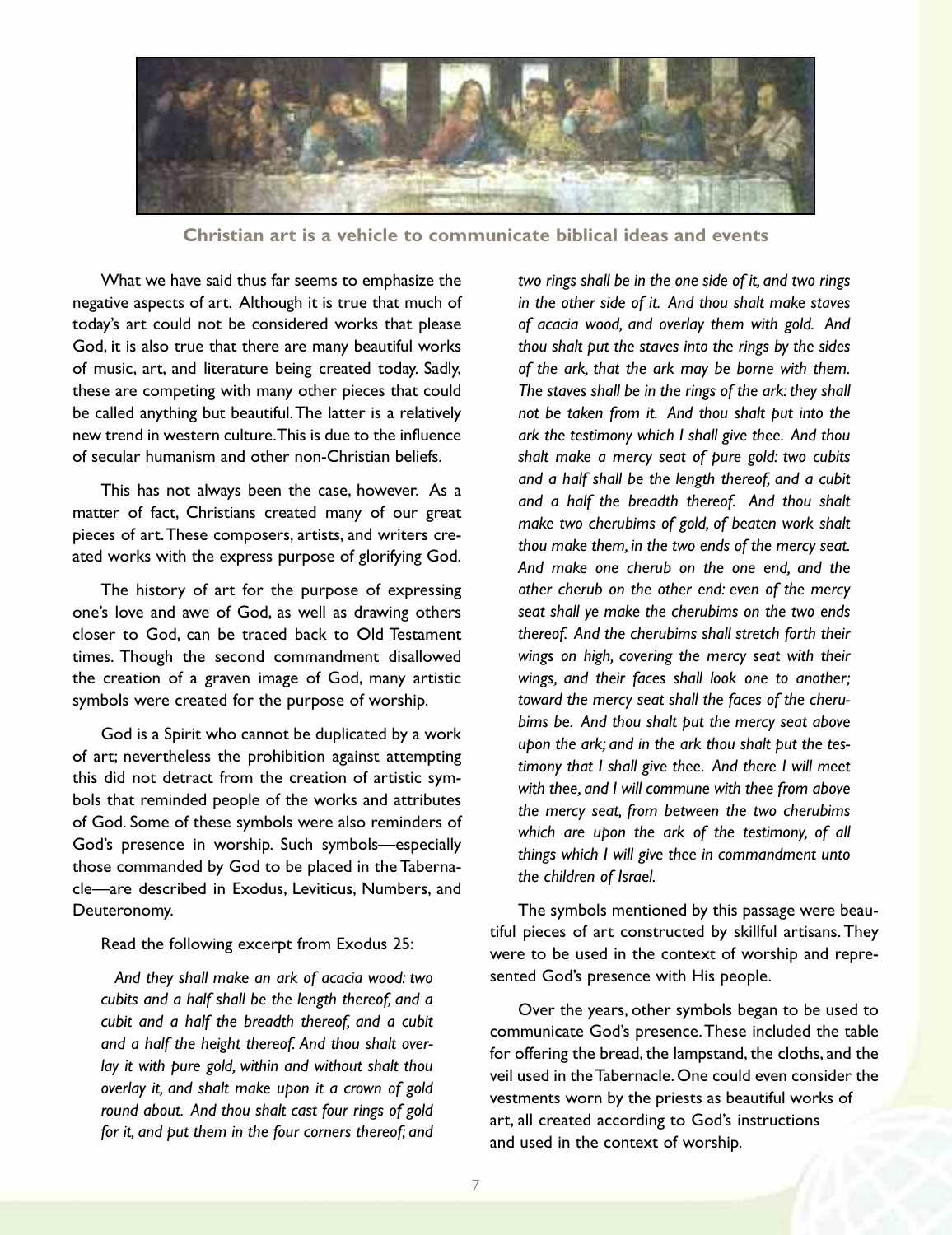**Christian art is a vehicle to communicate biblical ideas and events**

What we have said thus far seems to emphasize the negative aspects of art. Although it is true that much of today's art could not be considered works that please God, it is also true that there are many beautiful works of music, art, and literature being created today. Sadly, these are competing with many other pieces that could be called anything but beautiful. The latter is a relatively new trend in western culture. This is due to the influence of secular humanism and other non-Christian beliefs.

This has not always been the case, however. As a matter of fact, Christians created many of our great pieces of art. These composers, artists, and writers created works with the express purpose of glorifying God.

The history of art for the purpose of expressing one's love and awe of God, as well as drawing others closer to God, can be traced back to Old Testament times. Though the second commandment disallowed the creation of a graven image of God, many artistic symbols were created for the purpose of worship.

God is a Spirit who cannot be duplicated by a work of art; nevertheless the prohibition against attempting this did not detract from the creation of artistic symbols that reminded people of the works and attributes of God. Some of these symbols were also reminders of God's presence in worship. Such symbols—especially those commanded by God to be placed in the Tabernacle—are described in Exodus, Leviticus, Numbers, and Deuteronomy.

Read the following excerpt from Exodus 25:

*And they shall make an ark of acacia wood: two cubits and a half shall be the length thereof, and a cubit and a half the breadth thereof, and a cubit and a half the height thereof. And thou shalt overlay it with pure gold, within and without shalt thou overlay it, and shalt make upon it a crown of gold round about. And thou shalt cast four rings of gold for it, and put them in the four corners thereof; and two rings shall be in the one side of it, and two rings in the other side of it. And thou shalt make staves of acacia wood, and overlay them with gold. And thou shalt put the staves into the rings by the sides of the ark, that the ark may be borne with them. The staves shall be in the rings of the ark: they shall not be taken from it. And thou shalt put into the ark the testimony which I shall give thee. And thou shalt make a mercy seat of pure gold: two cubits and a half shall be the length thereof, and a cubit and a half the breadth thereof. And thou shalt make two cherubims of gold, of beaten work shalt thou make them, in the two ends of the mercy seat. And make one cherub on the one end, and the other cherub on the other end: even of the mercy seat shall ye make the cherubims on the two ends thereof. And the cherubims shall stretch forth their wings on high, covering the mercy seat with their wings, and their faces shall look one to another; toward the mercy seat shall the faces of the cherubims be. And thou shalt put the mercy seat above upon the ark; and in the ark thou shalt put the testimony that I shall give thee. And there I will meet with thee, and I will commune with thee from above the mercy seat, from between the two cherubims which are upon the ark of the testimony, of all things which I will give thee in commandment unto the children of Israel.*

The symbols mentioned by this passage were beautiful pieces of art constructed by skillful artisans. They were to be used in the context of worship and represented God's presence with His people.

Over the years, other symbols began to be used to communicate God's presence. These included the table for offering the bread, the lampstand, the cloths, and the veil used in the Tabernacle. One could even consider the vestments worn by the priests as beautiful works of art, all created according to God's instructions and used in the context of worship.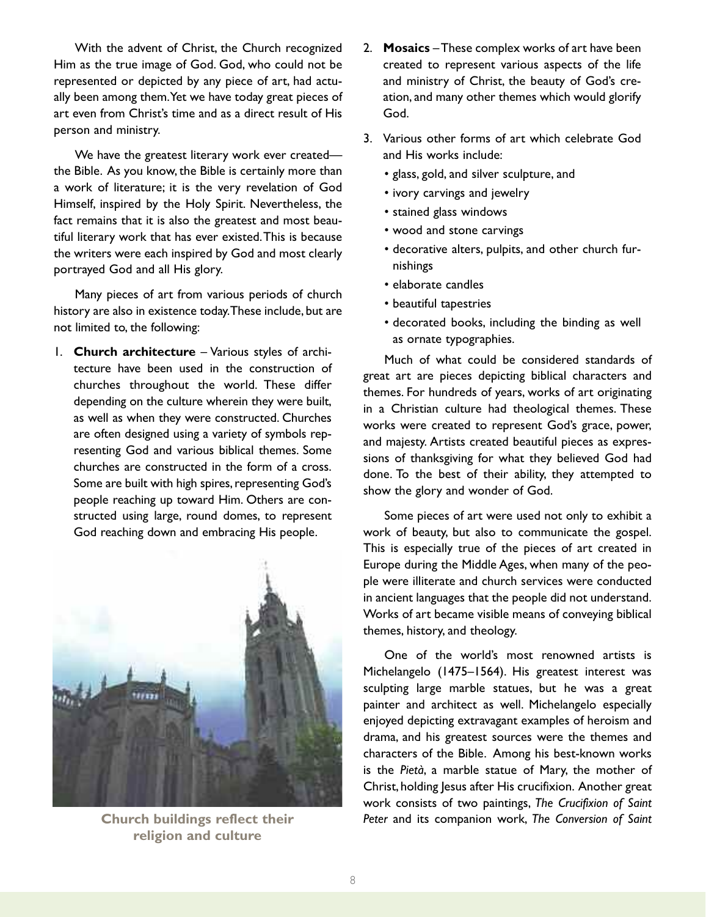With the advent of Christ, the Church recognized Him as the true image of God. God, who could not be represented or depicted by any piece of art, had actually been among them. Yet we have today great pieces of art even from Christ's time and as a direct result of His person and ministry.

We have the greatest literary work ever created—the Bible. As you know, the Bible is certainly more than a work of literature; it is the very revelation of God Himself, inspired by the Holy Spirit. Nevertheless, the fact remains that it is also the greatest and most beautiful literary work that has ever existed. This is because the writers were each inspired by God and most clearly portrayed God and all His glory.

Many pieces of art from various periods of church history are also in existence today. These include, but are not limited to, the following:

1. **Church architecture** – Various styles of architecture have been used in the construction of churches throughout the world. These differ depending on the culture wherein they were built, as well as when they were constructed. Churches are often designed using a variety of symbols representing God and various biblical themes. Some churches are constructed in the form of a cross. Some are built with high spires, representing God's people reaching up toward Him. Others are constructed using large, round domes, to represent God reaching down and embracing His people.

**Church buildings reflect their religion and culture**

2. **Mosaics** – These complex works of art have been created to represent various aspects of the life and ministry of Christ, the beauty of God's creation, and many other themes which would glorify God.
3. Various other forms of art which celebrate God and His works include:
   - glass, gold, and silver sculpture, and
   - ivory carvings and jewelry
   - stained glass windows
   - wood and stone carvings
   - decorative alters, pulpits, and other church furnishings
   - elaborate candles
   - beautiful tapestries
   - decorated books, including the binding as well as ornate typographies.

Much of what could be considered standards of great art are pieces depicting biblical characters and themes. For hundreds of years, works of art originating in a Christian culture had theological themes. These works were created to represent God's grace, power, and majesty. Artists created beautiful pieces as expressions of thanksgiving for what they believed God had done. To the best of their ability, they attempted to show the glory and wonder of God.

Some pieces of art were used not only to exhibit a work of beauty, but also to communicate the gospel. This is especially true of the pieces of art created in Europe during the Middle Ages, when many of the people were illiterate and church services were conducted in ancient languages that the people did not understand. Works of art became visible means of conveying biblical themes, history, and theology.

One of the world's most renowned artists is Michelangelo (1475–1564). His greatest interest was sculpting large marble statues, but he was a great painter and architect as well. Michelangelo especially enjoyed depicting extravagant examples of heroism and drama, and his greatest sources were the themes and characters of the Bible. Among his best-known works is the *Pietà*, a marble statue of Mary, the mother of Christ, holding Jesus after His crucifixion. Another great work consists of two paintings, *The Crucifixion of Saint Peter* and its companion work, *The Conversion of Saint*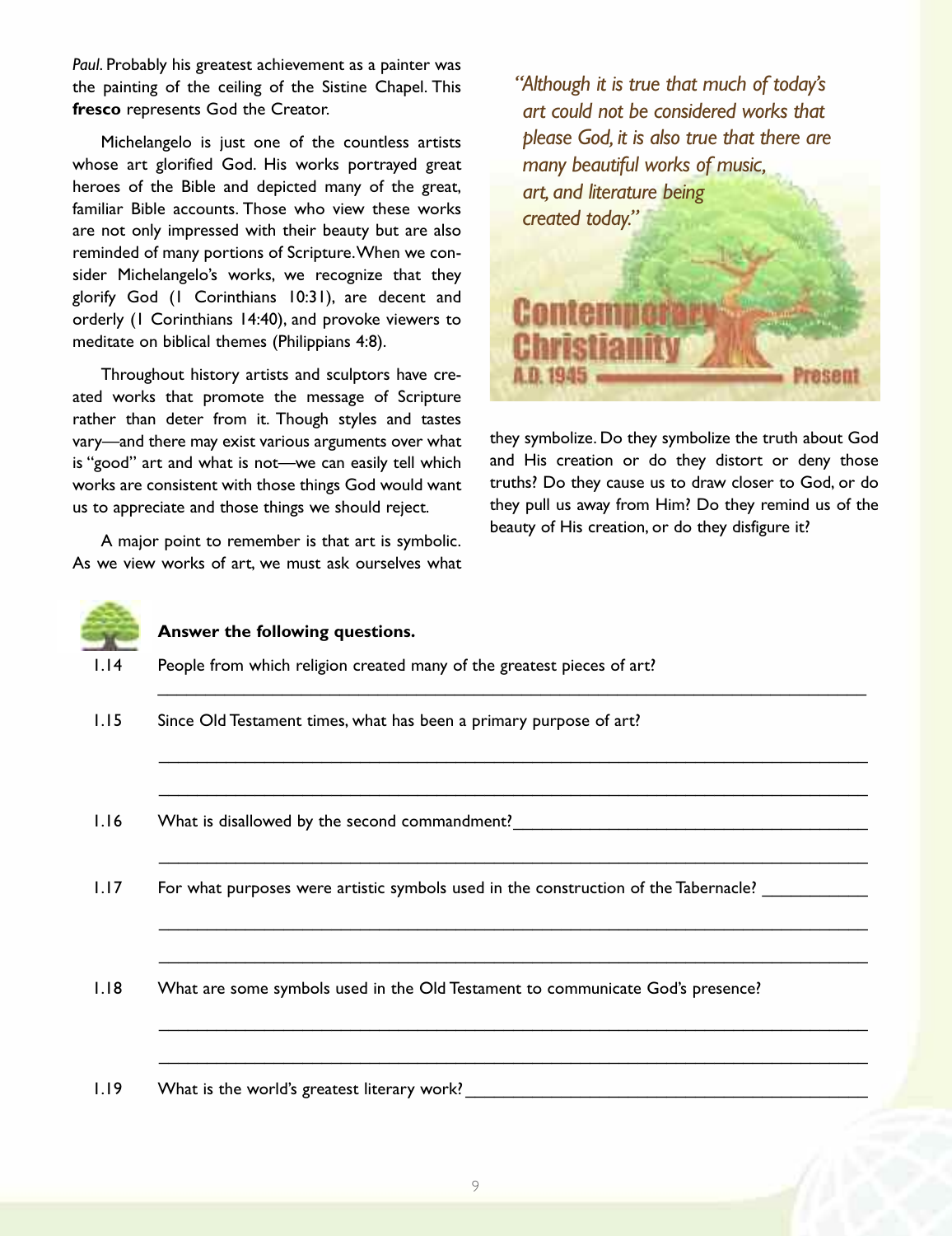*Paul*. Probably his greatest achievement as a painter was the painting of the ceiling of the Sistine Chapel. This **fresco** represents God the Creator.

Michelangelo is just one of the countless artists whose art glorified God. His works portrayed great heroes of the Bible and depicted many of the great, familiar Bible accounts. Those who view these works are not only impressed with their beauty but are also reminded of many portions of Scripture. When we consider Michelangelo's works, we recognize that they glorify God (1 Corinthians 10:31), are decent and orderly (1 Corinthians 14:40), and provoke viewers to meditate on biblical themes (Philippians 4:8).

Throughout history artists and sculptors have created works that promote the message of Scripture rather than deter from it. Though styles and tastes vary—and there may exist various arguments over what is "good" art and what is not—we can easily tell which works are consistent with those things God would want us to appreciate and those things we should reject.

A major point to remember is that art is symbolic. As we view works of art, we must ask ourselves what they symbolize. Do they symbolize the truth about God and His creation or do they distort or deny those truths? Do they cause us to draw closer to God, or do they pull us away from Him? Do they remind us of the beauty of His creation, or do they disfigure it?

*"Although it is true that much of today's art could not be considered works that please God, it is also true that there are many beautiful works of music, art, and literature being created today."*

**Contemporary Christianity**
A.D. 1945 —— Present

**Answer the following questions.**

1.14 People from which religion created many of the greatest pieces of art?
______________________________________________

1.15 Since Old Testament times, what has been a primary purpose of art?
______________________________________________
______________________________________________

1.16 What is disallowed by the second commandment? ______________________________________________
______________________________________________

1.17 For what purposes were artistic symbols used in the construction of the Tabernacle? ____________
______________________________________________
______________________________________________

1.18 What are some symbols used in the Old Testament to communicate God's presence?
______________________________________________
______________________________________________

1.19 What is the world's greatest literary work? ______________________________________________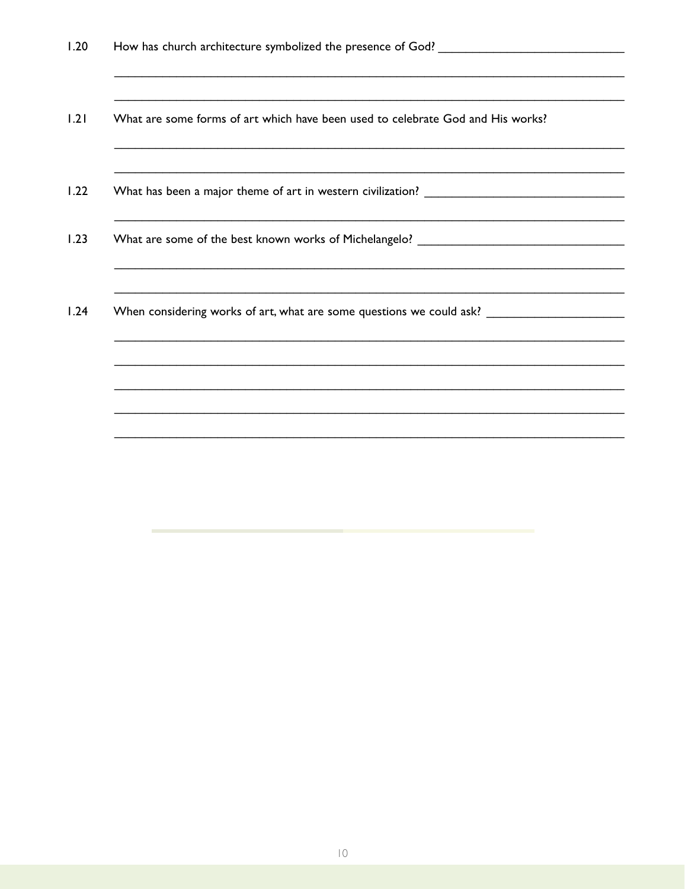1.20 How has church architecture symbolized the presence of God? ____________________________

________________________________________________________________________________

________________________________________________________________________________

1.21 What are some forms of art which have been used to celebrate God and His works?

________________________________________________________________________________

________________________________________________________________________________

1.22 What has been a major theme of art in western civilization? ______________________________

________________________________________________________________________________

1.23 What are some of the best known works of Michelangelo? _______________________________

________________________________________________________________________________

________________________________________________________________________________

1.24 When considering works of art, what are some questions we could ask? _____________________

________________________________________________________________________________

________________________________________________________________________________

________________________________________________________________________________

________________________________________________________________________________

________________________________________________________________________________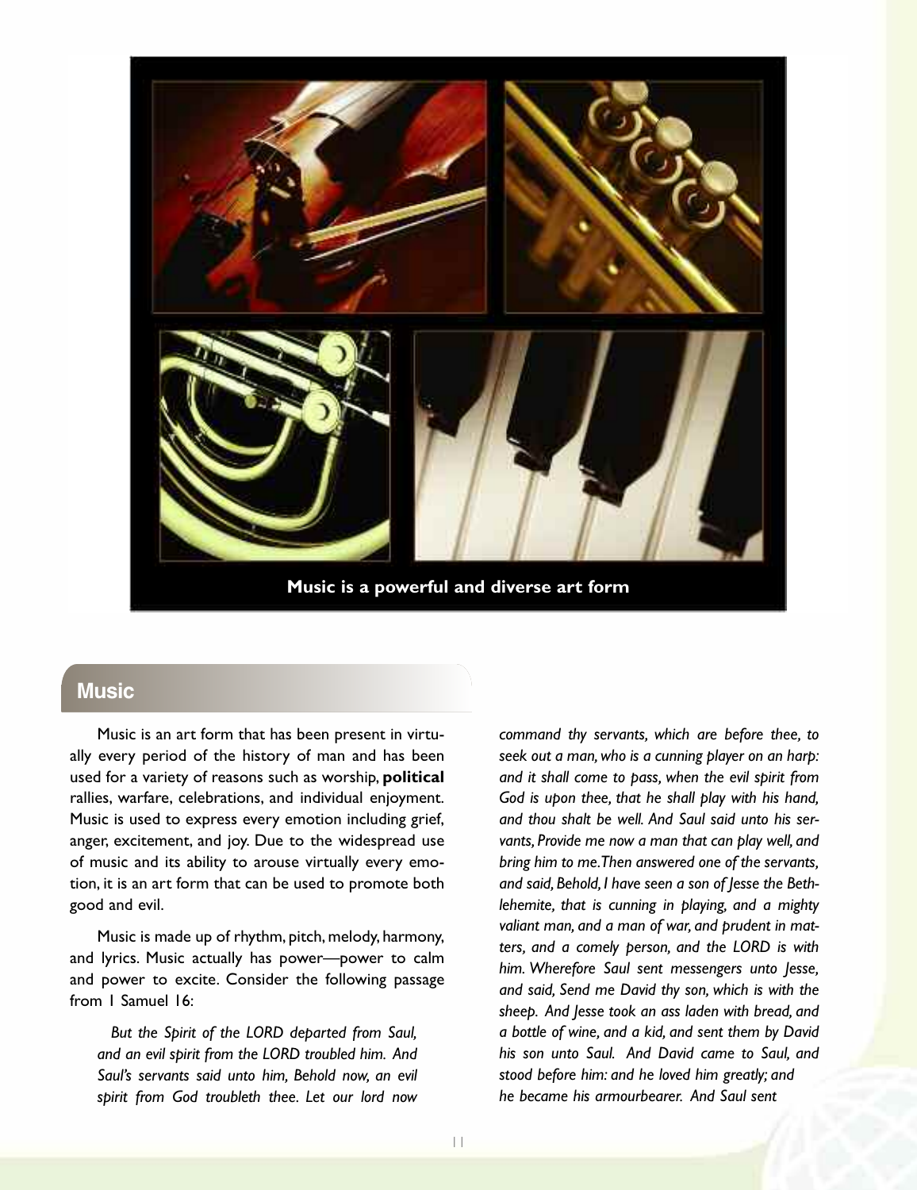Music is a powerful and diverse art form

## Music

Music is an art form that has been present in virtually every period of the history of man and has been used for a variety of reasons such as worship, **political** rallies, warfare, celebrations, and individual enjoyment. Music is used to express every emotion including grief, anger, excitement, and joy. Due to the widespread use of music and its ability to arouse virtually every emotion, it is an art form that can be used to promote both good and evil.

Music is made up of rhythm, pitch, melody, harmony, and lyrics. Music actually has power—power to calm and power to excite. Consider the following passage from 1 Samuel 16:

> *But the Spirit of the LORD departed from Saul, and an evil spirit from the LORD troubled him. And Saul's servants said unto him, Behold now, an evil spirit from God troubleth thee. Let our lord now command thy servants, which are before thee, to seek out a man, who is a cunning player on an harp: and it shall come to pass, when the evil spirit from God is upon thee, that he shall play with his hand, and thou shalt be well. And Saul said unto his servants, Provide me now a man that can play well, and bring him to me. Then answered one of the servants, and said, Behold, I have seen a son of Jesse the Bethlehemite, that is cunning in playing, and a mighty valiant man, and a man of war, and prudent in matters, and a comely person, and the LORD is with him. Wherefore Saul sent messengers unto Jesse, and said, Send me David thy son, which is with the sheep. And Jesse took an ass laden with bread, and a bottle of wine, and a kid, and sent them by David his son unto Saul. And David came to Saul, and stood before him: and he loved him greatly; and he became his armourbearer. And Saul sent*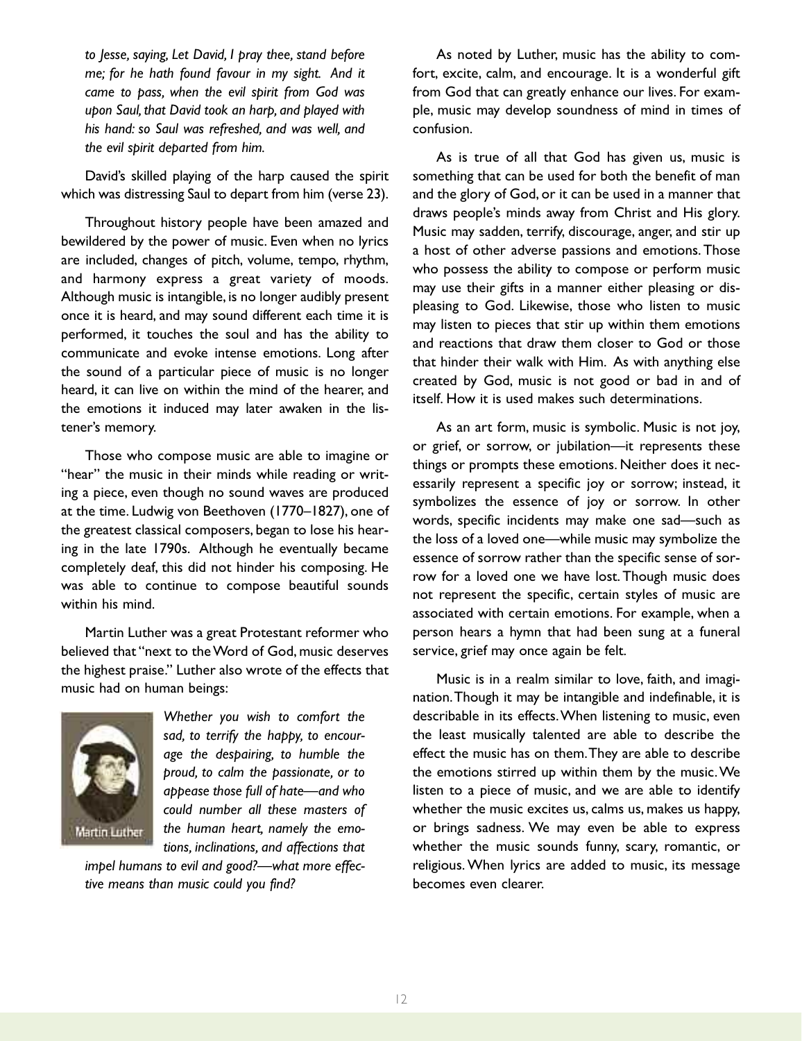*to Jesse, saying, Let David, I pray thee, stand before me; for he hath found favour in my sight. And it came to pass, when the evil spirit from God was upon Saul, that David took an harp, and played with his hand: so Saul was refreshed, and was well, and the evil spirit departed from him.*

David's skilled playing of the harp caused the spirit which was distressing Saul to depart from him (verse 23).

Throughout history people have been amazed and bewildered by the power of music. Even when no lyrics are included, changes of pitch, volume, tempo, rhythm, and harmony express a great variety of moods. Although music is intangible, is no longer audibly present once it is heard, and may sound different each time it is performed, it touches the soul and has the ability to communicate and evoke intense emotions. Long after the sound of a particular piece of music is no longer heard, it can live on within the mind of the hearer, and the emotions it induced may later awaken in the listener's memory.

Those who compose music are able to imagine or "hear" the music in their minds while reading or writing a piece, even though no sound waves are produced at the time. Ludwig von Beethoven (1770–1827), one of the greatest classical composers, began to lose his hearing in the late 1790s. Although he eventually became completely deaf, this did not hinder his composing. He was able to continue to compose beautiful sounds within his mind.

Martin Luther was a great Protestant reformer who believed that "next to the Word of God, music deserves the highest praise." Luther also wrote of the effects that music had on human beings:

Martin Luther

*Whether you wish to comfort the sad, to terrify the happy, to encourage the despairing, to humble the proud, to calm the passionate, or to appease those full of hate—and who could number all these masters of the human heart, namely the emotions, inclinations, and affections that impel humans to evil and good?—what more effective means than music could you find?*

As noted by Luther, music has the ability to comfort, excite, calm, and encourage. It is a wonderful gift from God that can greatly enhance our lives. For example, music may develop soundness of mind in times of confusion.

As is true of all that God has given us, music is something that can be used for both the benefit of man and the glory of God, or it can be used in a manner that draws people's minds away from Christ and His glory. Music may sadden, terrify, discourage, anger, and stir up a host of other adverse passions and emotions. Those who possess the ability to compose or perform music may use their gifts in a manner either pleasing or displeasing to God. Likewise, those who listen to music may listen to pieces that stir up within them emotions and reactions that draw them closer to God or those that hinder their walk with Him. As with anything else created by God, music is not good or bad in and of itself. How it is used makes such determinations.

As an art form, music is symbolic. Music is not joy, or grief, or sorrow, or jubilation—it represents these things or prompts these emotions. Neither does it necessarily represent a specific joy or sorrow; instead, it symbolizes the essence of joy or sorrow. In other words, specific incidents may make one sad—such as the loss of a loved one—while music may symbolize the essence of sorrow rather than the specific sense of sorrow for a loved one we have lost. Though music does not represent the specific, certain styles of music are associated with certain emotions. For example, when a person hears a hymn that had been sung at a funeral service, grief may once again be felt.

Music is in a realm similar to love, faith, and imagination. Though it may be intangible and indefinable, it is describable in its effects. When listening to music, even the least musically talented are able to describe the effect the music has on them. They are able to describe the emotions stirred up within them by the music. We listen to a piece of music, and we are able to identify whether the music excites us, calms us, makes us happy, or brings sadness. We may even be able to express whether the music sounds funny, scary, romantic, or religious. When lyrics are added to music, its message becomes even clearer.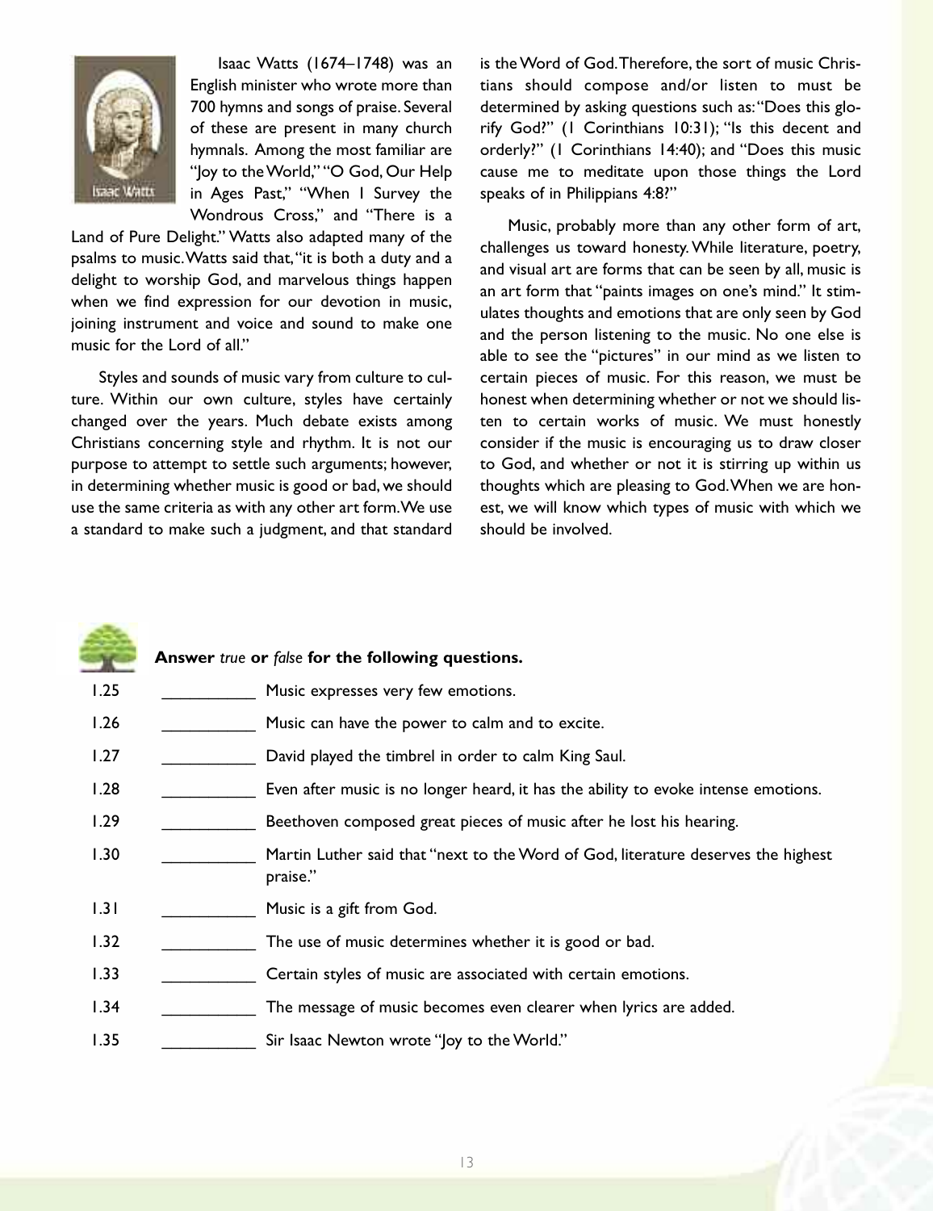Isaac Watts (1674–1748) was an English minister who wrote more than 700 hymns and songs of praise. Several of these are present in many church hymnals. Among the most familiar are "Joy to the World," "O God, Our Help in Ages Past," "When I Survey the Wondrous Cross," and "There is a Land of Pure Delight." Watts also adapted many of the psalms to music. Watts said that, "it is both a duty and a delight to worship God, and marvelous things happen when we find expression for our devotion in music, joining instrument and voice and sound to make one music for the Lord of all."

Styles and sounds of music vary from culture to culture. Within our own culture, styles have certainly changed over the years. Much debate exists among Christians concerning style and rhythm. It is not our purpose to attempt to settle such arguments; however, in determining whether music is good or bad, we should use the same criteria as with any other art form. We use a standard to make such a judgment, and that standard is the Word of God. Therefore, the sort of music Christians should compose and/or listen to must be determined by asking questions such as: "Does this glorify God?" (I Corinthians 10:31); "Is this decent and orderly?" (I Corinthians 14:40); and "Does this music cause me to meditate upon those things the Lord speaks of in Philippians 4:8?"

Music, probably more than any other form of art, challenges us toward honesty. While literature, poetry, and visual art are forms that can be seen by all, music is an art form that "paints images on one's mind." It stimulates thoughts and emotions that are only seen by God and the person listening to the music. No one else is able to see the "pictures" in our mind as we listen to certain pieces of music. For this reason, we must be honest when determining whether or not we should listen to certain works of music. We must honestly consider if the music is encouraging us to draw closer to God, and whether or not it is stirring up within us thoughts which are pleasing to God. When we are honest, we will know which types of music with which we should be involved.

**Answer** *true* **or** *false* **for the following questions.**

1.25 __________ Music expresses very few emotions.

1.26 __________ Music can have the power to calm and to excite.

1.27 __________ David played the timbrel in order to calm King Saul.

1.28 __________ Even after music is no longer heard, it has the ability to evoke intense emotions.

1.29 __________ Beethoven composed great pieces of music after he lost his hearing.

1.30 __________ Martin Luther said that "next to the Word of God, literature deserves the highest praise."

1.31 __________ Music is a gift from God.

1.32 __________ The use of music determines whether it is good or bad.

1.33 __________ Certain styles of music are associated with certain emotions.

1.34 __________ The message of music becomes even clearer when lyrics are added.

1.35 __________ Sir Isaac Newton wrote "Joy to the World."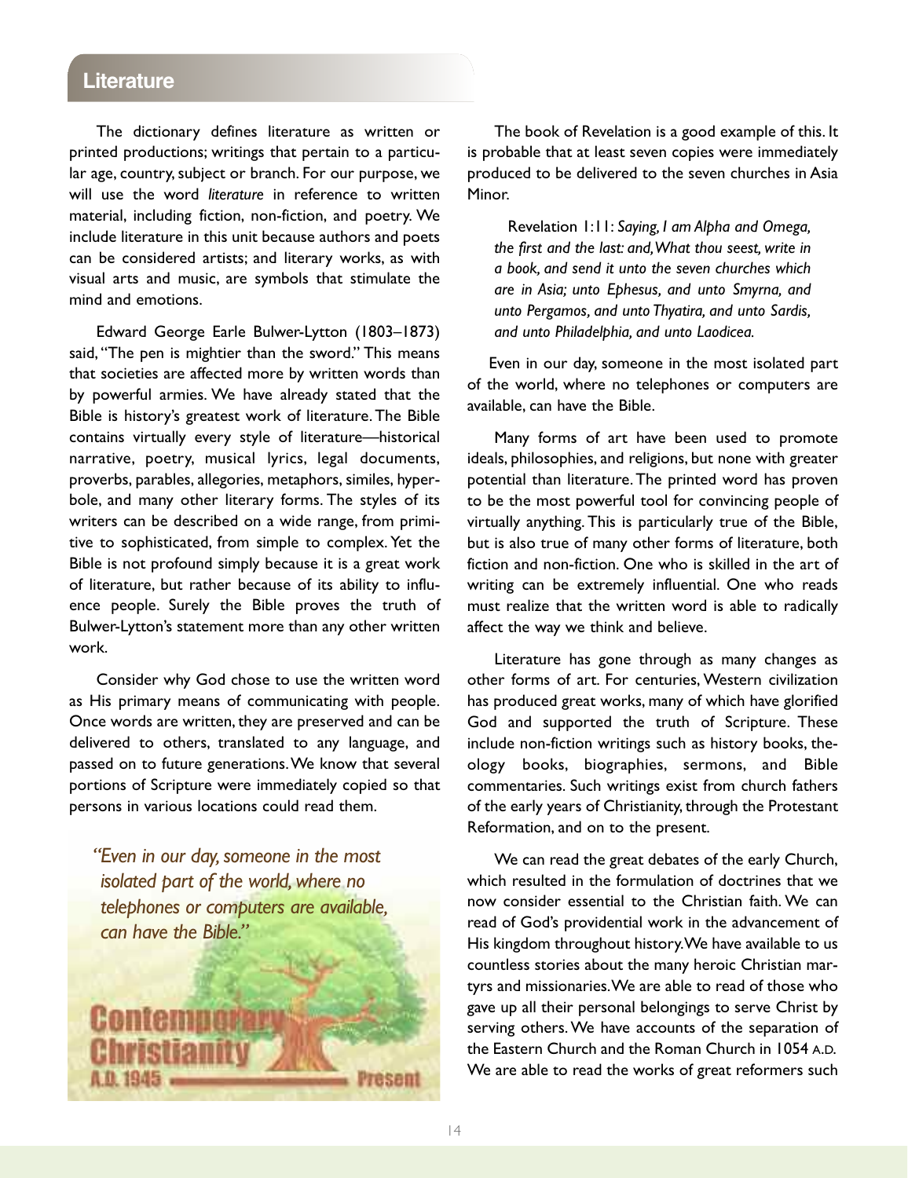## Literature

The dictionary defines literature as written or printed productions; writings that pertain to a particular age, country, subject or branch. For our purpose, we will use the word *literature* in reference to written material, including fiction, non-fiction, and poetry. We include literature in this unit because authors and poets can be considered artists; and literary works, as with visual arts and music, are symbols that stimulate the mind and emotions.

Edward George Earle Bulwer-Lytton (1803–1873) said, "The pen is mightier than the sword." This means that societies are affected more by written words than by powerful armies. We have already stated that the Bible is history's greatest work of literature. The Bible contains virtually every style of literature—historical narrative, poetry, musical lyrics, legal documents, proverbs, parables, allegories, metaphors, similes, hyperbole, and many other literary forms. The styles of its writers can be described on a wide range, from primitive to sophisticated, from simple to complex. Yet the Bible is not profound simply because it is a great work of literature, but rather because of its ability to influence people. Surely the Bible proves the truth of Bulwer-Lytton's statement more than any other written work.

Consider why God chose to use the written word as His primary means of communicating with people. Once words are written, they are preserved and can be delivered to others, translated to any language, and passed on to future generations. We know that several portions of Scripture were immediately copied so that persons in various locations could read them.

*"Even in our day, someone in the most isolated part of the world, where no telephones or computers are available, can have the Bible."*

Contemporary Christianity A.D. 1945 — Present

The book of Revelation is a good example of this. It is probable that at least seven copies were immediately produced to be delivered to the seven churches in Asia Minor.

> Revelation 1:11: *Saying, I am Alpha and Omega, the first and the last: and, What thou seest, write in a book, and send it unto the seven churches which are in Asia; unto Ephesus, and unto Smyrna, and unto Pergamos, and unto Thyatira, and unto Sardis, and unto Philadelphia, and unto Laodicea.*

Even in our day, someone in the most isolated part of the world, where no telephones or computers are available, can have the Bible.

Many forms of art have been used to promote ideals, philosophies, and religions, but none with greater potential than literature. The printed word has proven to be the most powerful tool for convincing people of virtually anything. This is particularly true of the Bible, but is also true of many other forms of literature, both fiction and non-fiction. One who is skilled in the art of writing can be extremely influential. One who reads must realize that the written word is able to radically affect the way we think and believe.

Literature has gone through as many changes as other forms of art. For centuries, Western civilization has produced great works, many of which have glorified God and supported the truth of Scripture. These include non-fiction writings such as history books, theology books, biographies, sermons, and Bible commentaries. Such writings exist from church fathers of the early years of Christianity, through the Protestant Reformation, and on to the present.

We can read the great debates of the early Church, which resulted in the formulation of doctrines that we now consider essential to the Christian faith. We can read of God's providential work in the advancement of His kingdom throughout history. We have available to us countless stories about the many heroic Christian martyrs and missionaries. We are able to read of those who gave up all their personal belongings to serve Christ by serving others. We have accounts of the separation of the Eastern Church and the Roman Church in 1054 A.D. We are able to read the works of great reformers such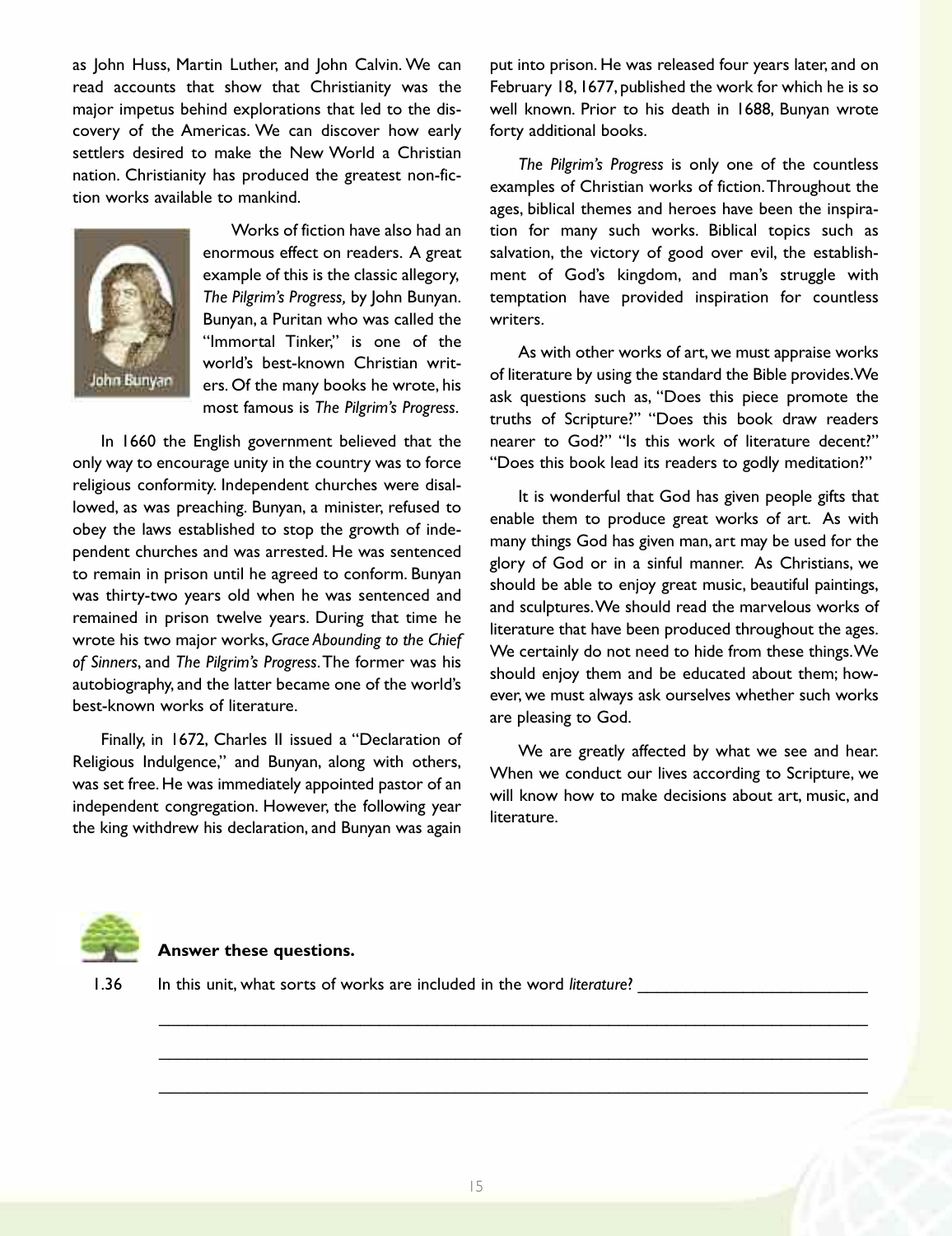as John Huss, Martin Luther, and John Calvin. We can read accounts that show that Christianity was the major impetus behind explorations that led to the discovery of the Americas. We can discover how early settlers desired to make the New World a Christian nation. Christianity has produced the greatest non-fiction works available to mankind.

John Bunyan

Works of fiction have also had an enormous effect on readers. A great example of this is the classic allegory, *The Pilgrim's Progress,* by John Bunyan. Bunyan, a Puritan who was called the "Immortal Tinker," is one of the world's best-known Christian writers. Of the many books he wrote, his most famous is *The Pilgrim's Progress*.

In 1660 the English government believed that the only way to encourage unity in the country was to force religious conformity. Independent churches were disallowed, as was preaching. Bunyan, a minister, refused to obey the laws established to stop the growth of independent churches and was arrested. He was sentenced to remain in prison until he agreed to conform. Bunyan was thirty-two years old when he was sentenced and remained in prison twelve years. During that time he wrote his two major works, *Grace Abounding to the Chief of Sinners*, and *The Pilgrim's Progress*. The former was his autobiography, and the latter became one of the world's best-known works of literature.

Finally, in 1672, Charles II issued a "Declaration of Religious Indulgence," and Bunyan, along with others, was set free. He was immediately appointed pastor of an independent congregation. However, the following year the king withdrew his declaration, and Bunyan was again put into prison. He was released four years later, and on February 18, 1677, published the work for which he is so well known. Prior to his death in 1688, Bunyan wrote forty additional books.

*The Pilgrim's Progress* is only one of the countless examples of Christian works of fiction. Throughout the ages, biblical themes and heroes have been the inspiration for many such works. Biblical topics such as salvation, the victory of good over evil, the establishment of God's kingdom, and man's struggle with temptation have provided inspiration for countless writers.

As with other works of art, we must appraise works of literature by using the standard the Bible provides. We ask questions such as, "Does this piece promote the truths of Scripture?" "Does this book draw readers nearer to God?" "Is this work of literature decent?" "Does this book lead its readers to godly meditation?"

It is wonderful that God has given people gifts that enable them to produce great works of art. As with many things God has given man, art may be used for the glory of God or in a sinful manner. As Christians, we should be able to enjoy great music, beautiful paintings, and sculptures. We should read the marvelous works of literature that have been produced throughout the ages. We certainly do not need to hide from these things. We should enjoy them and be educated about them; however, we must always ask ourselves whether such works are pleasing to God.

We are greatly affected by what we see and hear. When we conduct our lives according to Scripture, we will know how to make decisions about art, music, and literature.

**Answer these questions.**

1.36 In this unit, what sorts of works are included in the word *literature*? ______________________

________________________________________________________________________

________________________________________________________________________

________________________________________________________________________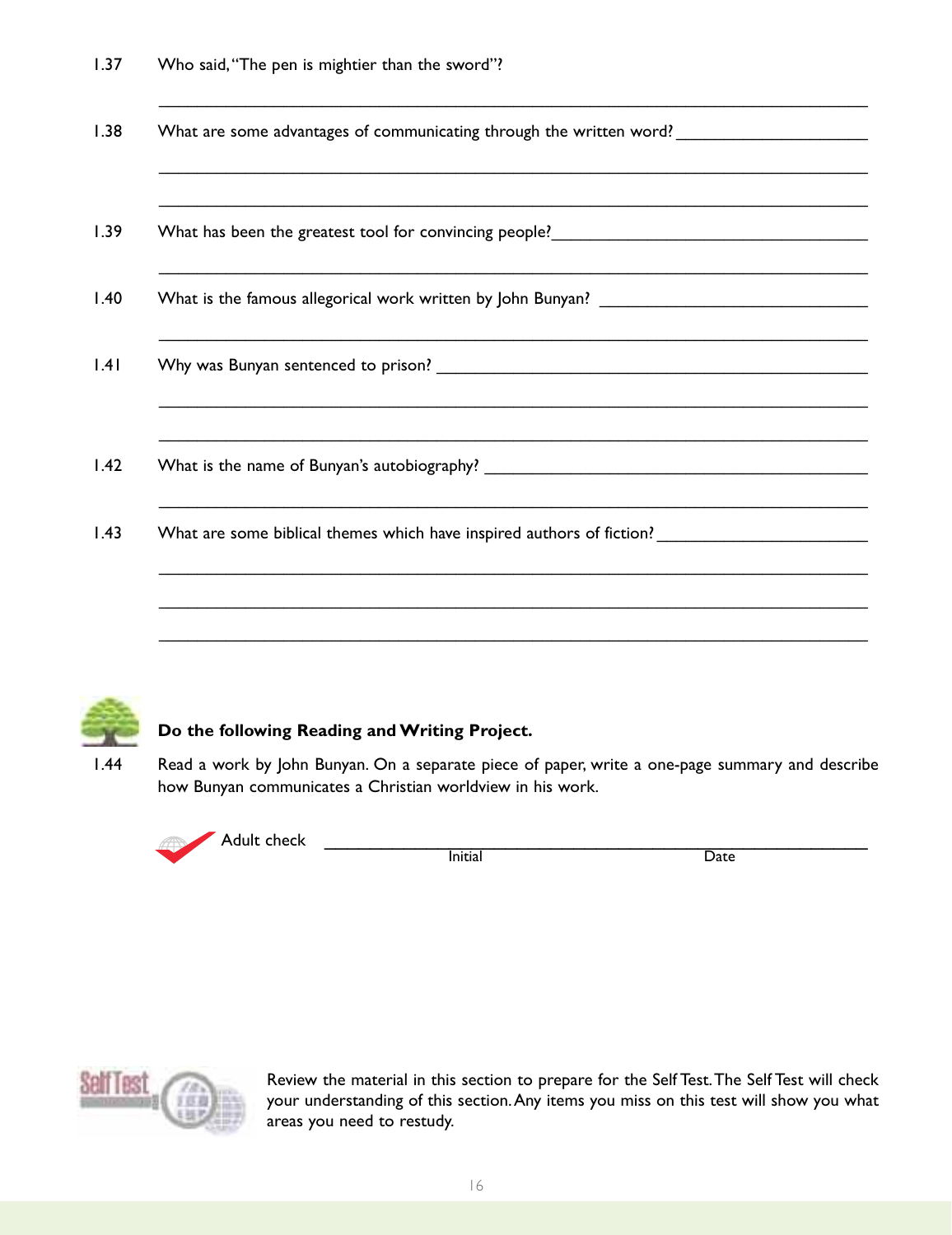1.37 Who said, "The pen is mightier than the sword"?

_______________________________________________

1.38 What are some advantages of communicating through the written word? ______________

_______________________________________________

_______________________________________________

1.39 What has been the greatest tool for convincing people? ______________________

_______________________________________________

1.40 What is the famous allegorical work written by John Bunyan? __________________

_______________________________________________

1.41 Why was Bunyan sentenced to prison? ______________________________

_______________________________________________

_______________________________________________

1.42 What is the name of Bunyan's autobiography? ____________________________

_______________________________________________

1.43 What are some biblical themes which have inspired authors of fiction? ______________

_______________________________________________

_______________________________________________

_______________________________________________

**Do the following Reading and Writing Project.**

1.44 Read a work by John Bunyan. On a separate piece of paper, write a one-page summary and describe how Bunyan communicates a Christian worldview in his work.

Adult check ______________________________
Initial Date

Review the material in this section to prepare for the Self Test. The Self Test will check your understanding of this section. Any items you miss on this test will show you what areas you need to restudy.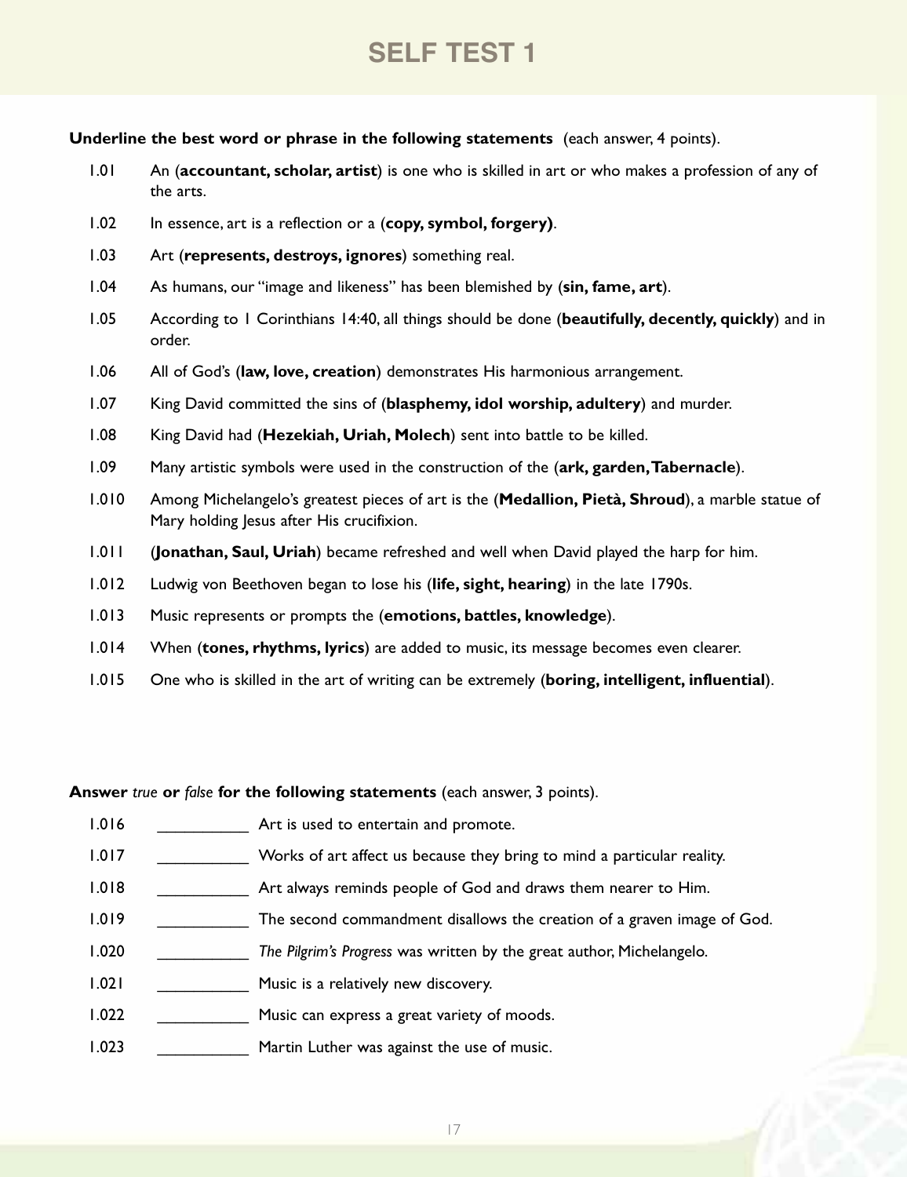# SELF TEST 1

**Underline the best word or phrase in the following statements** (each answer, 4 points).

1.01 An (**accountant, scholar, artist**) is one who is skilled in art or who makes a profession of any of the arts.

1.02 In essence, art is a reflection or a (**copy, symbol, forgery)**.

1.03 Art (**represents, destroys, ignores**) something real.

1.04 As humans, our "image and likeness" has been blemished by (**sin, fame, art**).

1.05 According to 1 Corinthians 14:40, all things should be done (**beautifully, decently, quickly**) and in order.

1.06 All of God's (**law, love, creation**) demonstrates His harmonious arrangement.

1.07 King David committed the sins of (**blasphemy, idol worship, adultery**) and murder.

1.08 King David had (**Hezekiah, Uriah, Molech**) sent into battle to be killed.

1.09 Many artistic symbols were used in the construction of the (**ark, garden, Tabernacle**).

1.010 Among Michelangelo's greatest pieces of art is the (**Medallion, Pietà, Shroud**), a marble statue of Mary holding Jesus after His crucifixion.

1.011 (**Jonathan, Saul, Uriah**) became refreshed and well when David played the harp for him.

1.012 Ludwig von Beethoven began to lose his (**life, sight, hearing**) in the late 1790s.

1.013 Music represents or prompts the (**emotions, battles, knowledge**).

1.014 When (**tones, rhythms, lyrics**) are added to music, its message becomes even clearer.

1.015 One who is skilled in the art of writing can be extremely (**boring, intelligent, influential**).

**Answer** *true* **or** *false* **for the following statements** (each answer, 3 points).

1.016 __________ Art is used to entertain and promote.

1.017 __________ Works of art affect us because they bring to mind a particular reality.

1.018 __________ Art always reminds people of God and draws them nearer to Him.

1.019 __________ The second commandment disallows the creation of a graven image of God.

1.020 __________ *The Pilgrim's Progress* was written by the great author, Michelangelo.

1.021 __________ Music is a relatively new discovery.

1.022 __________ Music can express a great variety of moods.

1.023 __________ Martin Luther was against the use of music.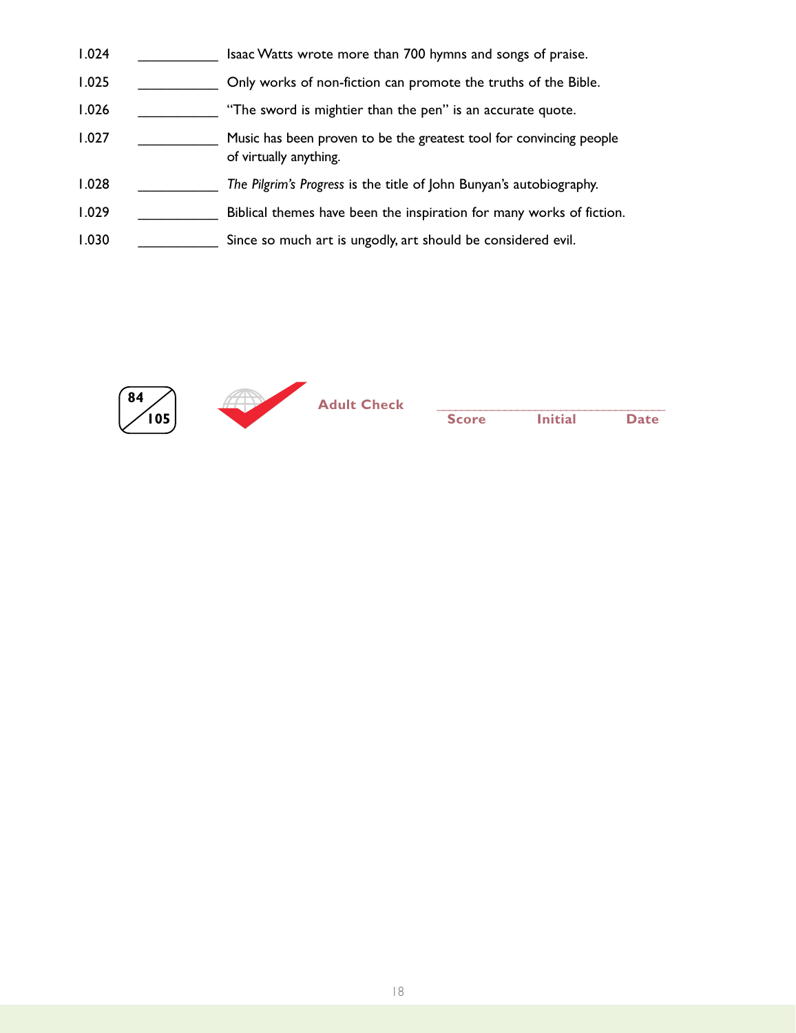1.024 __________ Isaac Watts wrote more than 700 hymns and songs of praise.

1.025 __________ Only works of non-fiction can promote the truths of the Bible.

1.026 __________ "The sword is mightier than the pen" is an accurate quote.

1.027 __________ Music has been proven to be the greatest tool for convincing people of virtually anything.

1.028 __________ *The Pilgrim's Progress* is the title of John Bunyan's autobiography.

1.029 __________ Biblical themes have been the inspiration for many works of fiction.

1.030 __________ Since so much art is ungodly, art should be considered evil.

84/105

**Adult Check** __________________ Score Initial Date